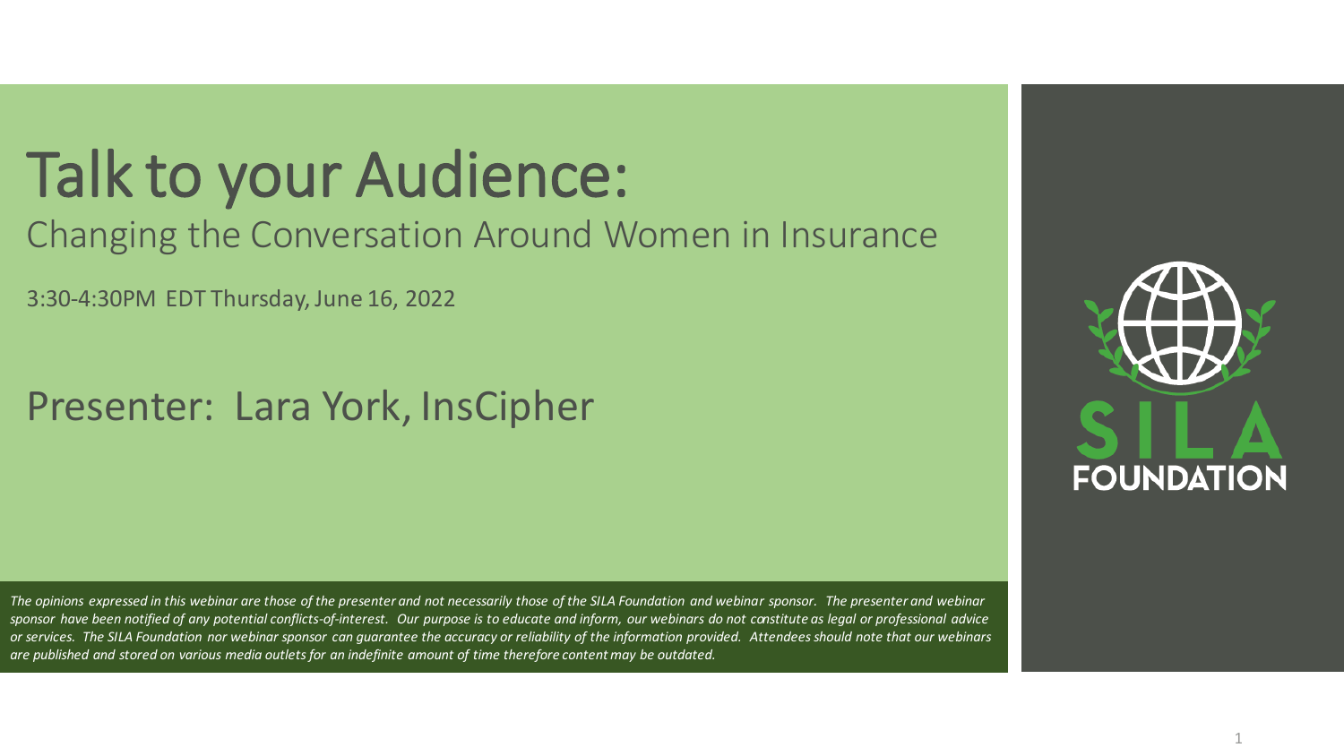# Talk to your Audience:

## Changing the Conversation Around Women in Insurance

3:30-4:30PM EDT Thursday, June 16, 2022

## Presenter: Lara York, InsCipher

SILA FOUNDATION

*The opinions expressed in this webinar are those of the presenter and not necessarily those of the SILA Foundation and webinar sponsor. The presenter and webinar sponsor have been notified of any potential conflicts-of-interest. Our purpose is to educate and inform, our webinars do not constitute as legal or professional advice or services. The SILA Foundation nor webinar sponsor can guarantee the accuracy or reliability of the information provided. Attendees should note that our webinars are published and stored on various media outlets for an indefinite amount of time therefore content may be outdated.*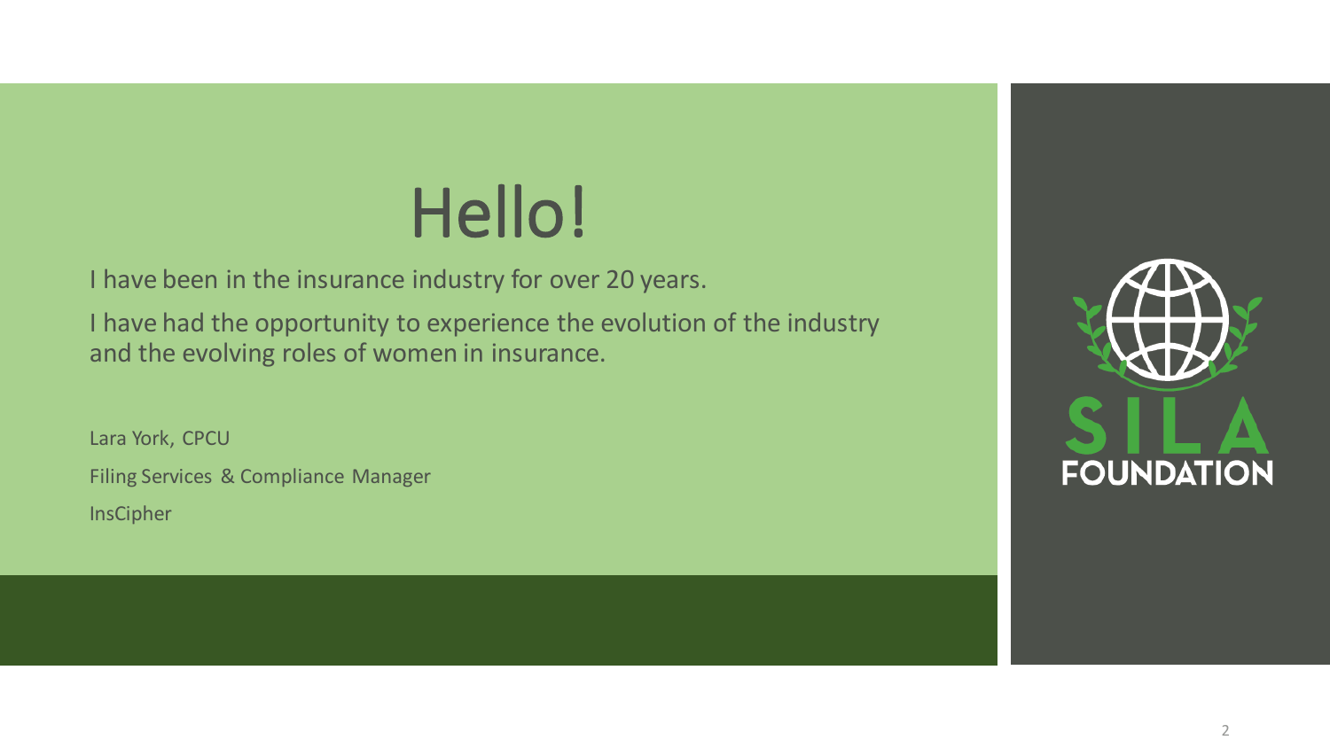# Hello!

I have been in the insurance industry for over 20 years.

I have had the opportunity to experience the evolution of the industry and the evolving roles of women in insurance.

Lara York, CPCU

Filing Services & Compliance Manager

InsCipher

SILA FOUNDATION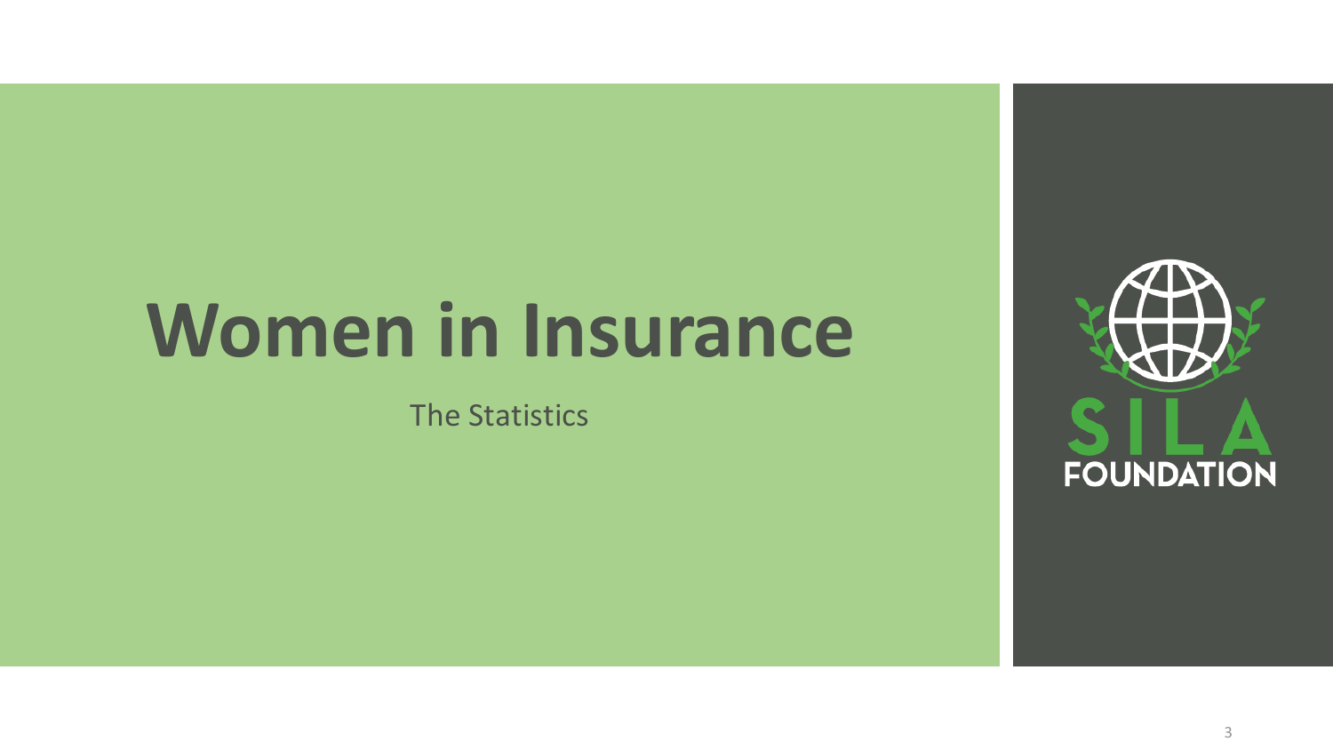# Women in Insurance

The Statistics

SILA FOUNDATION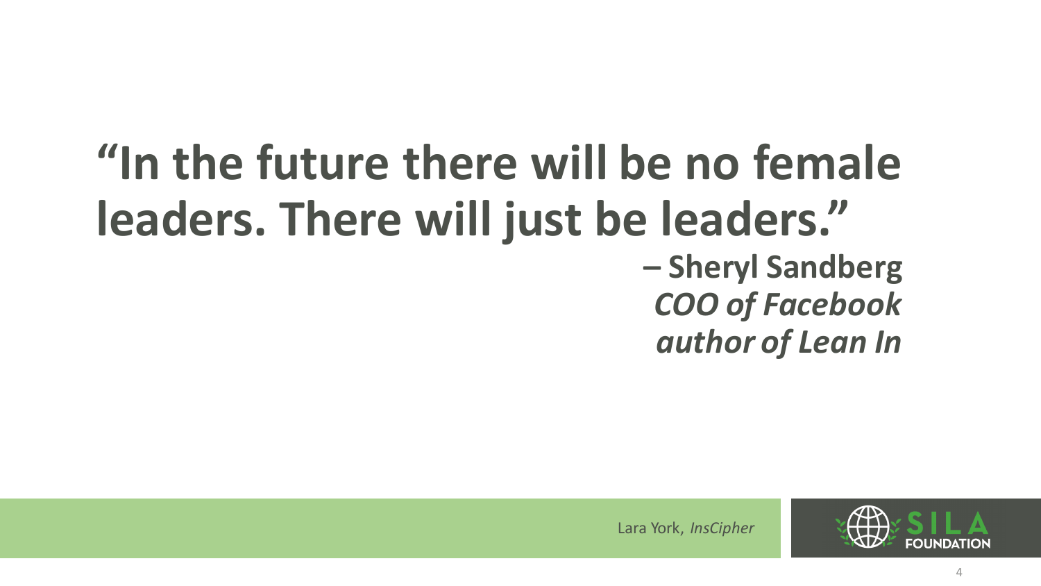# “In the future there will be no female leaders. There will just be leaders.”

**– Sheryl Sandberg**
***COO of Facebook***
***author of Lean In***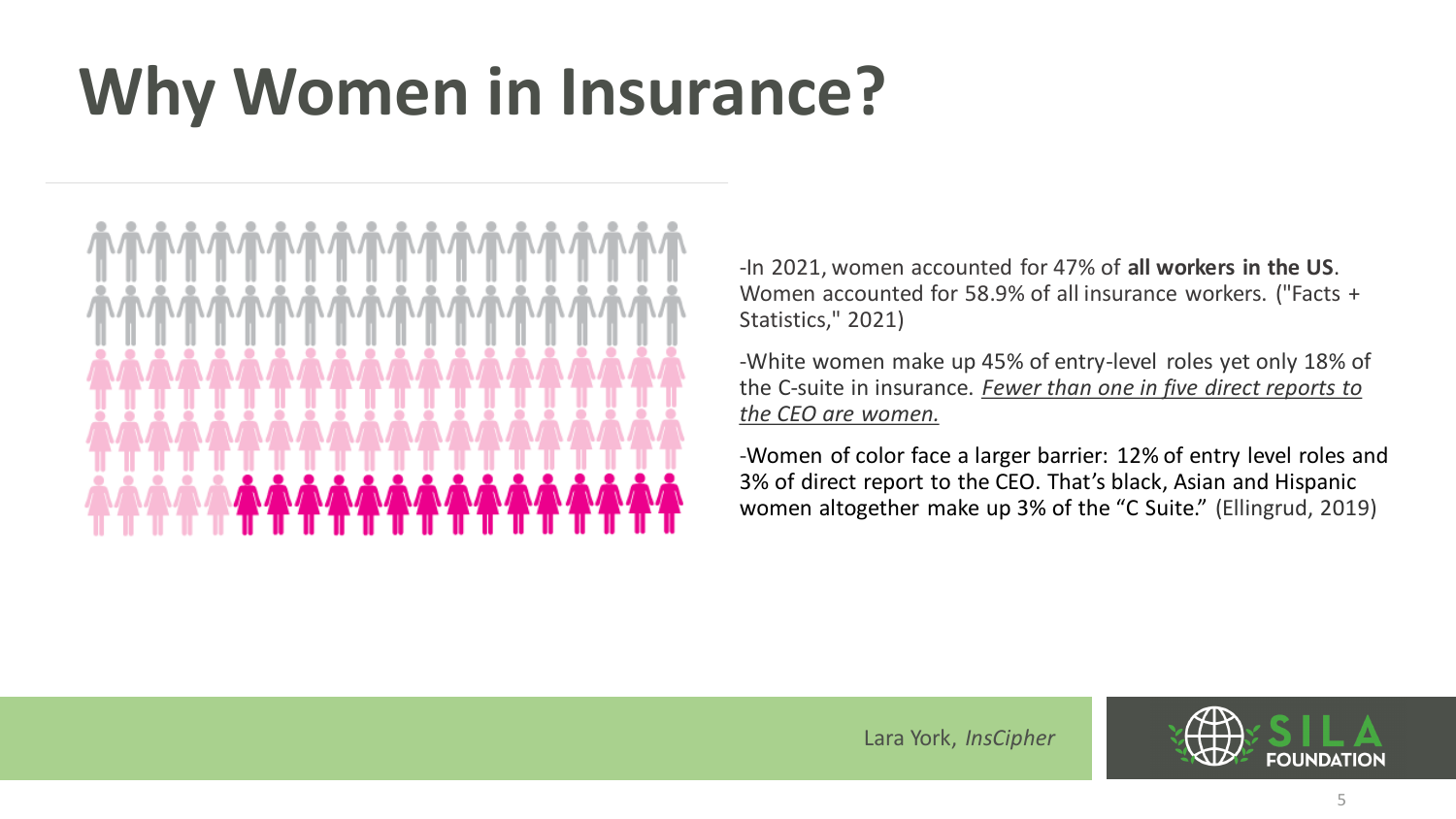# Why Women in Insurance?

-In 2021, women accounted for 47% of **all workers in the US**. Women accounted for 58.9% of all insurance workers. ("Facts + Statistics," 2021)

-White women make up 45% of entry-level roles yet only 18% of the C-suite in insurance. *Fewer than one in five direct reports to the CEO are women.*

-Women of color face a larger barrier: 12% of entry level roles and 3% of direct report to the CEO. That's black, Asian and Hispanic women altogether make up 3% of the "C Suite." (Ellingrud, 2019)

Lara York, *InsCipher*

SILA FOUNDATION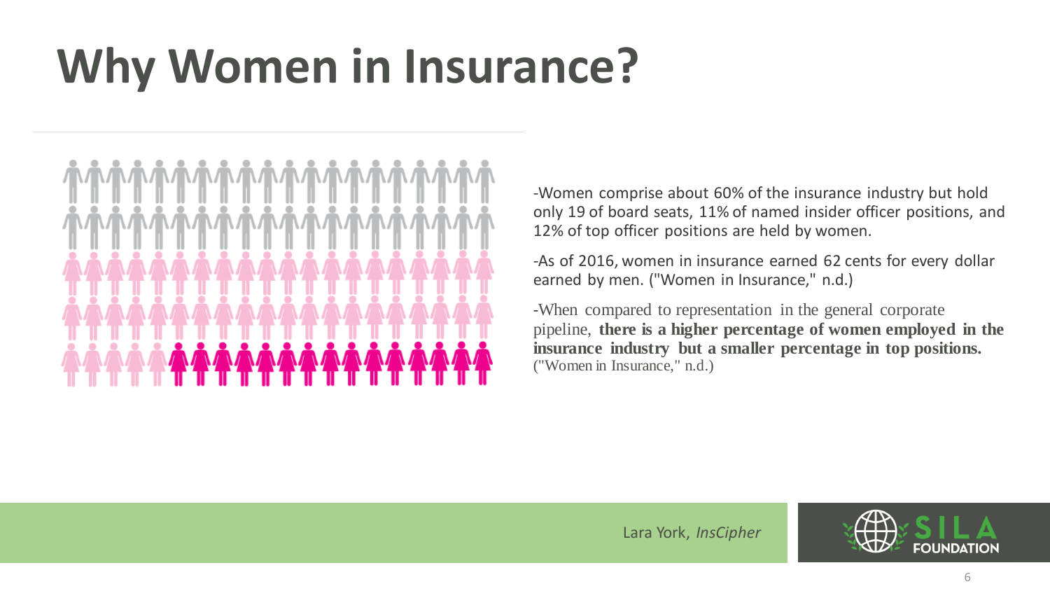# Why Women in Insurance?

-Women comprise about 60% of the insurance industry but hold only 19 of board seats, 11% of named insider officer positions, and 12% of top officer positions are held by women.

-As of 2016, women in insurance earned 62 cents for every dollar earned by men. ("Women in Insurance," n.d.)

-When compared to representation in the general corporate pipeline, **there is a higher percentage of women employed in the insurance industry but a smaller percentage in top positions.** ("Women in Insurance," n.d.)

Lara York, *InsCipher*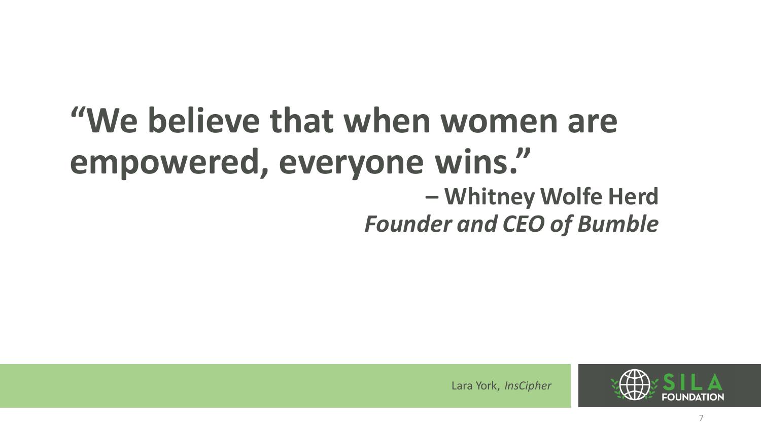**"We believe that when women are empowered, everyone wins."**

**– Whitney Wolfe Herd**
***Founder and CEO of Bumble***

Lara York, *InsCipher*

SILA FOUNDATION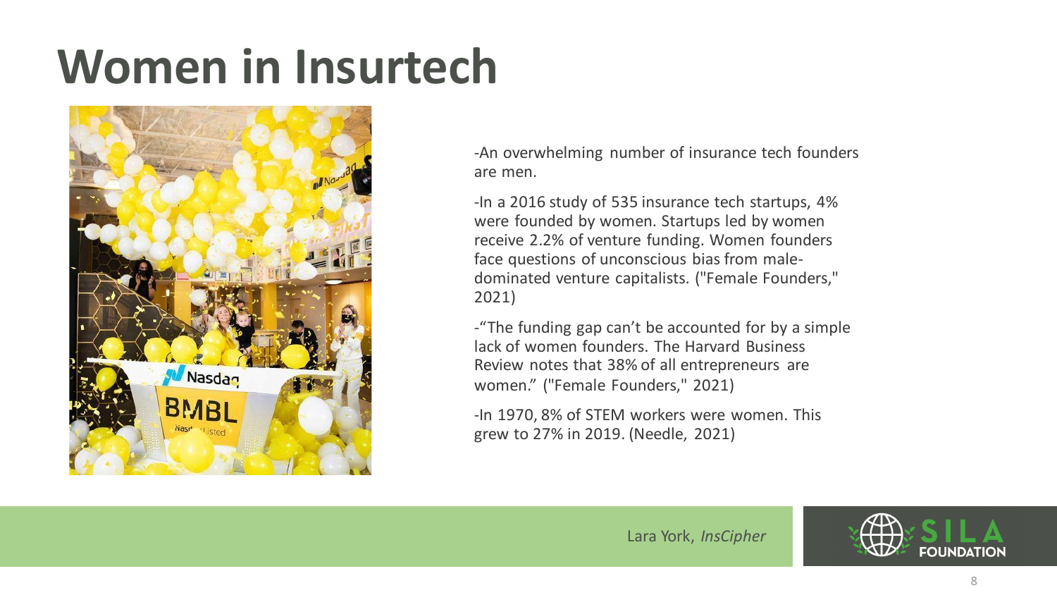# Women in Insurtech

-An overwhelming number of insurance tech founders are men.

-In a 2016 study of 535 insurance tech startups, 4% were founded by women. Startups led by women receive 2.2% of venture funding. Women founders face questions of unconscious bias from male-dominated venture capitalists. ("Female Founders," 2021)

-"The funding gap can't be accounted for by a simple lack of women founders. The Harvard Business Review notes that 38% of all entrepreneurs are women." ("Female Founders," 2021)

-In 1970, 8% of STEM workers were women. This grew to 27% in 2019. (Needle, 2021)

Lara York, *InsCipher*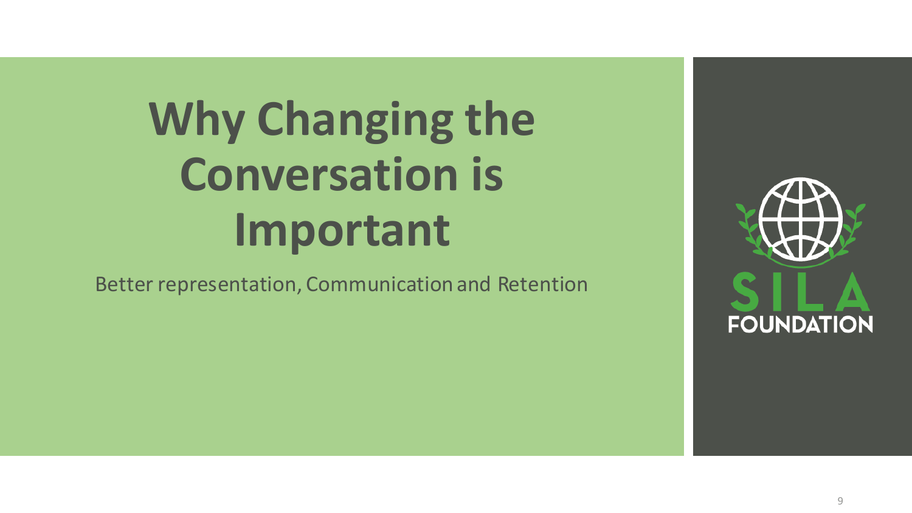# Why Changing the Conversation is Important

Better representation, Communication and Retention

SILA FOUNDATION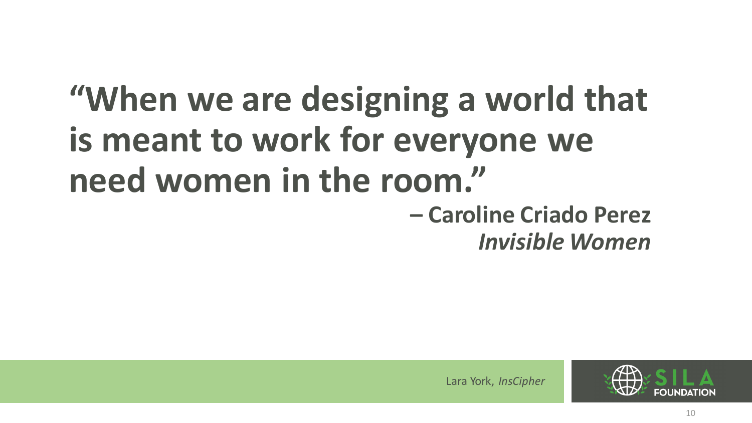# "When we are designing a world that is meant to work for everyone we need women in the room."

**– Caroline Criado Perez**
***Invisible Women***

Lara York, *InsCipher*

SILA FOUNDATION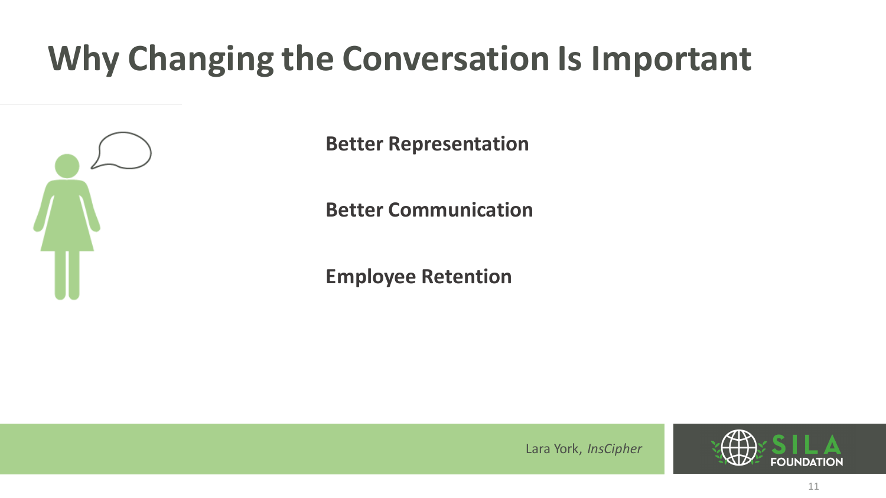# Why Changing the Conversation Is Important

**Better Representation**

**Better Communication**

**Employee Retention**

Lara York, *InsCipher*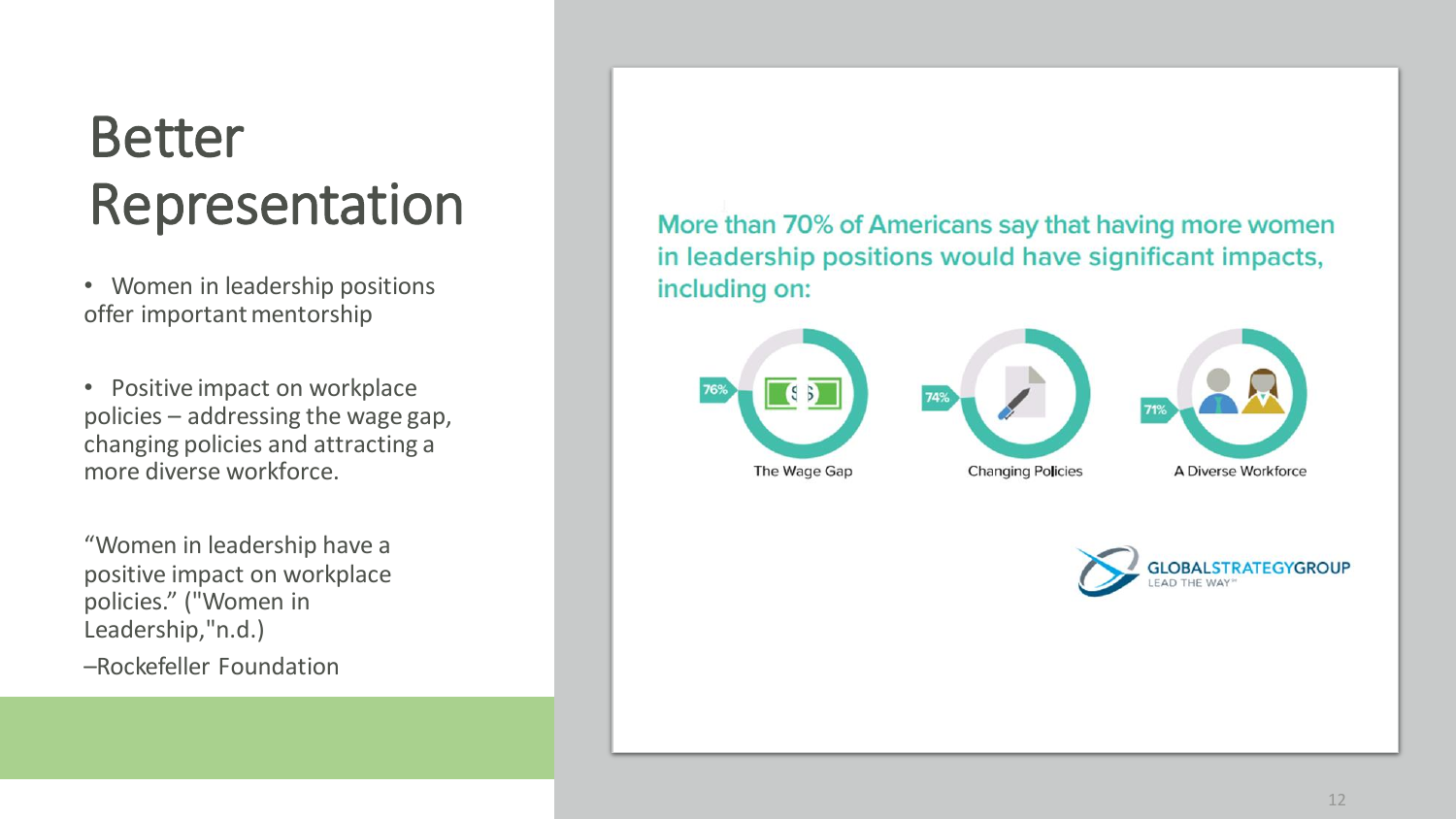# Better Representation

- Women in leadership positions offer important mentorship
- Positive impact on workplace policies – addressing the wage gap, changing policies and attracting a more diverse workforce.

"Women in leadership have a positive impact on workplace policies." ("Women in Leadership,"n.d.)

–Rockefeller Foundation

More than 70% of Americans say that having more women in leadership positions would have significant impacts, including on:

- 76% The Wage Gap
- 74% Changing Policies
- 71% A Diverse Workforce

GLOBALSTRATEGYGROUP
LEAD THE WAY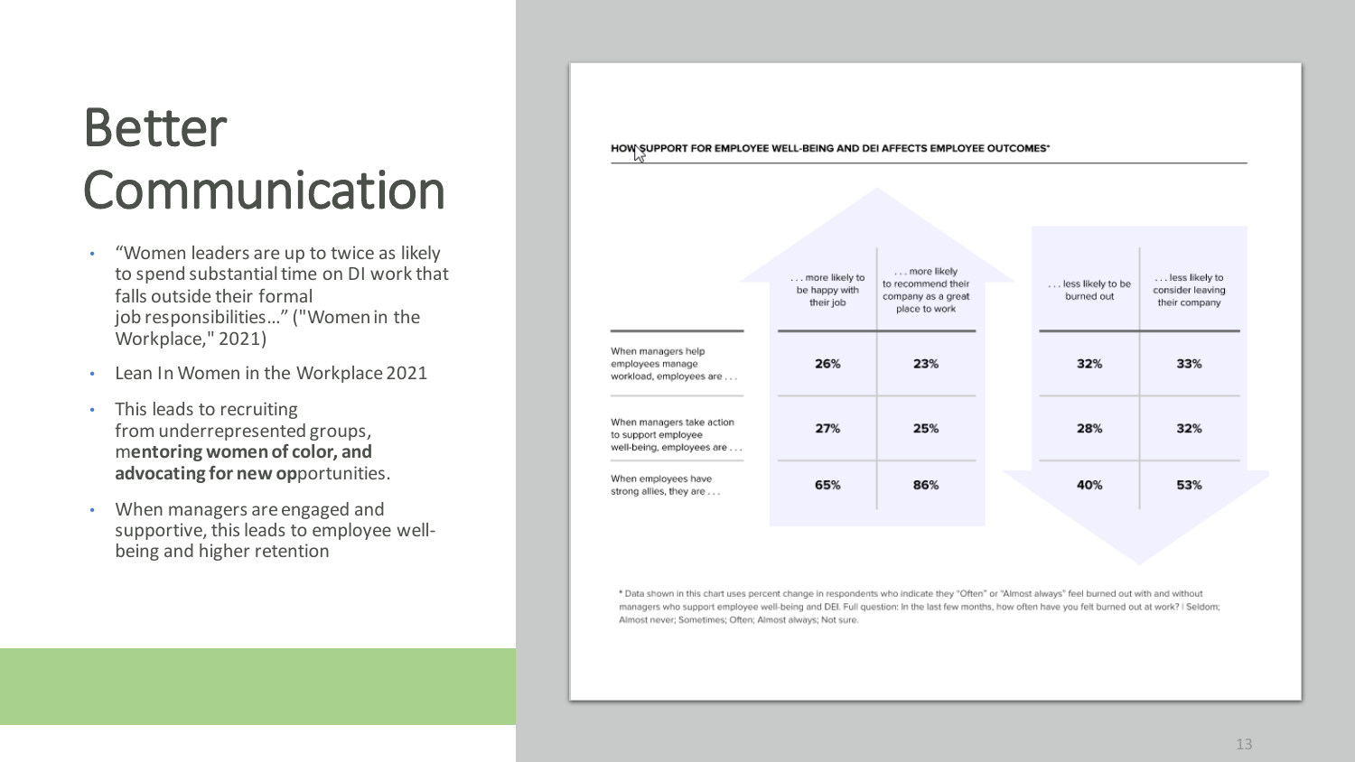# Better Communication

- "Women leaders are up to twice as likely to spend substantial time on DI work that falls outside their formal job responsibilities…" ("Women in the Workplace," 2021)
- Lean In Women in the Workplace 2021
- This leads to recruiting from underrepresented groups, m**entoring women of color, and advocating for new op**portunities.
- When managers are engaged and supportive, this leads to employee well-being and higher retention

**HOW SUPPORT FOR EMPLOYEE WELL-BEING AND DEI AFFECTS EMPLOYEE OUTCOMES***

| | . . . more likely to be happy with their job | . . . more likely to recommend their company as a great place to work | . . . less likely to be burned out | . . . less likely to consider leaving their company |
|---|---|---|---|---|
| When managers help employees manage workload, employees are . . . | 26% | 23% | 32% | 33% |
| When managers take action to support employee well-being, employees are . . . | 27% | 25% | 28% | 32% |
| When employees have strong allies, they are . . . | 65% | 86% | 40% | 53% |

* Data shown in this chart uses percent change in respondents who indicate they "Often" or "Almost always" feel burned out with and without managers who support employee well-being and DEI. Full question: In the last few months, how often have you felt burned out at work? | Seldom; Almost never; Sometimes; Often; Almost always; Not sure.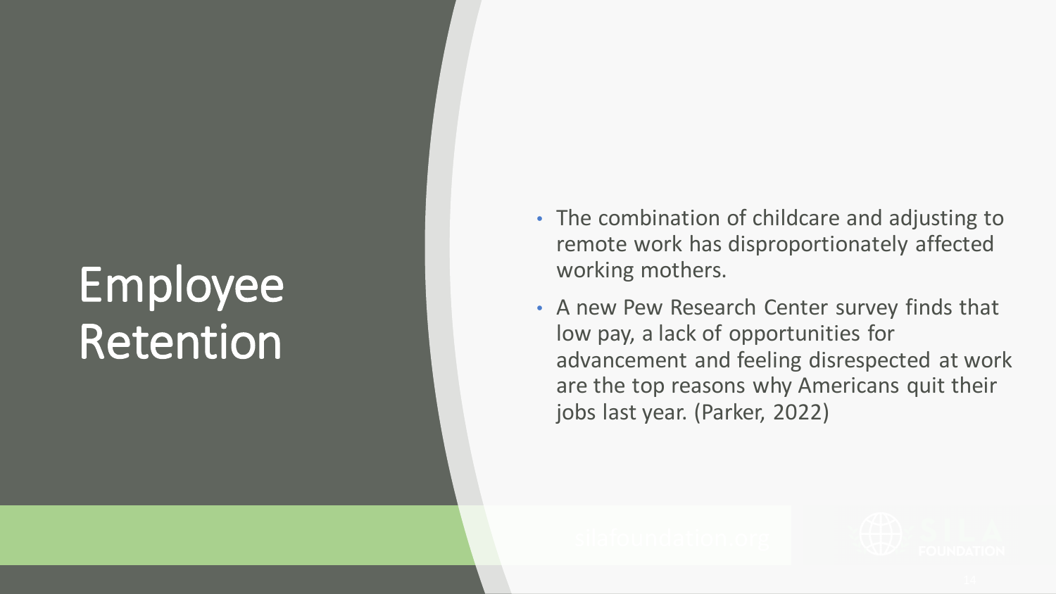# Employee Retention

- The combination of childcare and adjusting to remote work has disproportionately affected working mothers.
- A new Pew Research Center survey finds that low pay, a lack of opportunities for advancement and feeling disrespected at work are the top reasons why Americans quit their jobs last year. (Parker, 2022)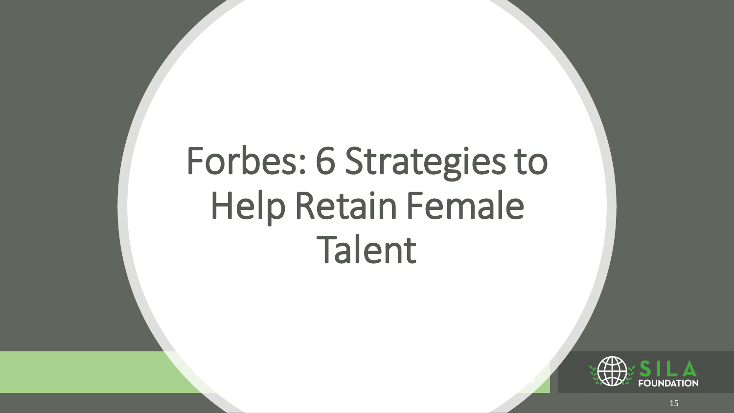# Forbes: 6 Strategies to Help Retain Female Talent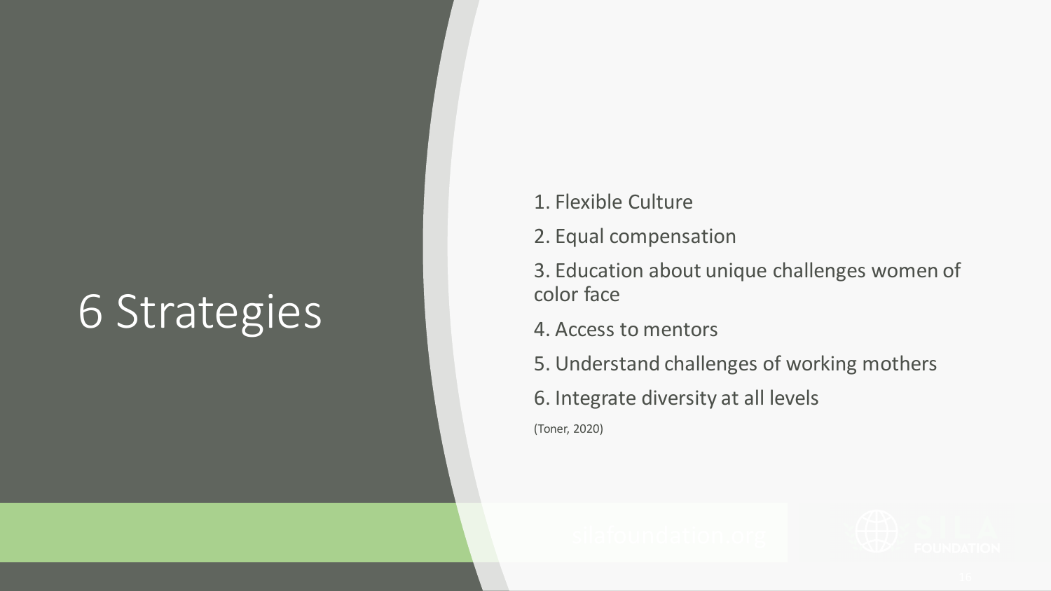# 6 Strategies

1. Flexible Culture
2. Equal compensation
3. Education about unique challenges women of color face
4. Access to mentors
5. Understand challenges of working mothers
6. Integrate diversity at all levels

(Toner, 2020)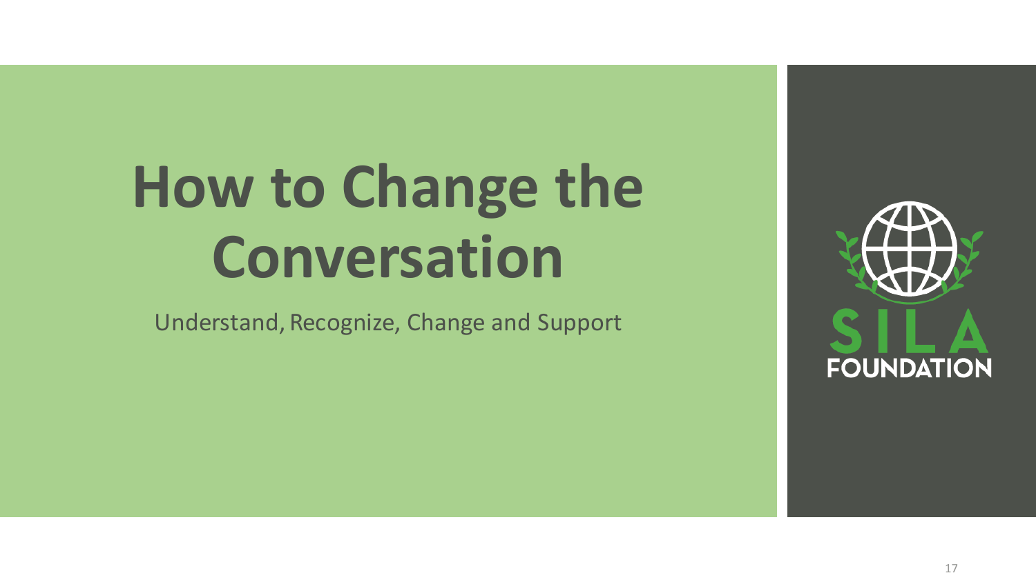# How to Change the Conversation

Understand, Recognize, Change and Support

SILA

FOUNDATION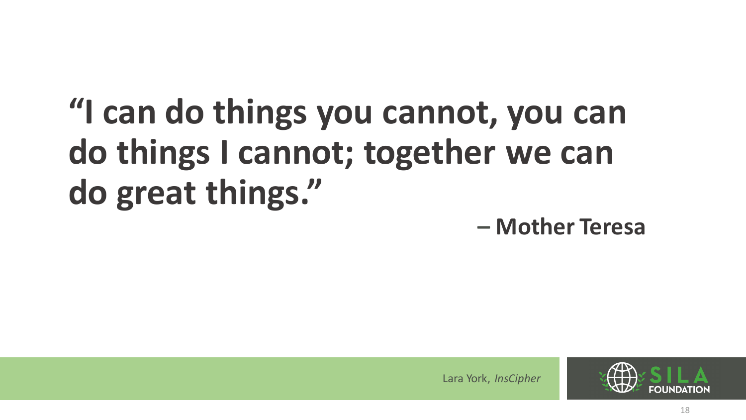**"I can do things you cannot, you can do things I cannot; together we can do great things."**

**– Mother Teresa**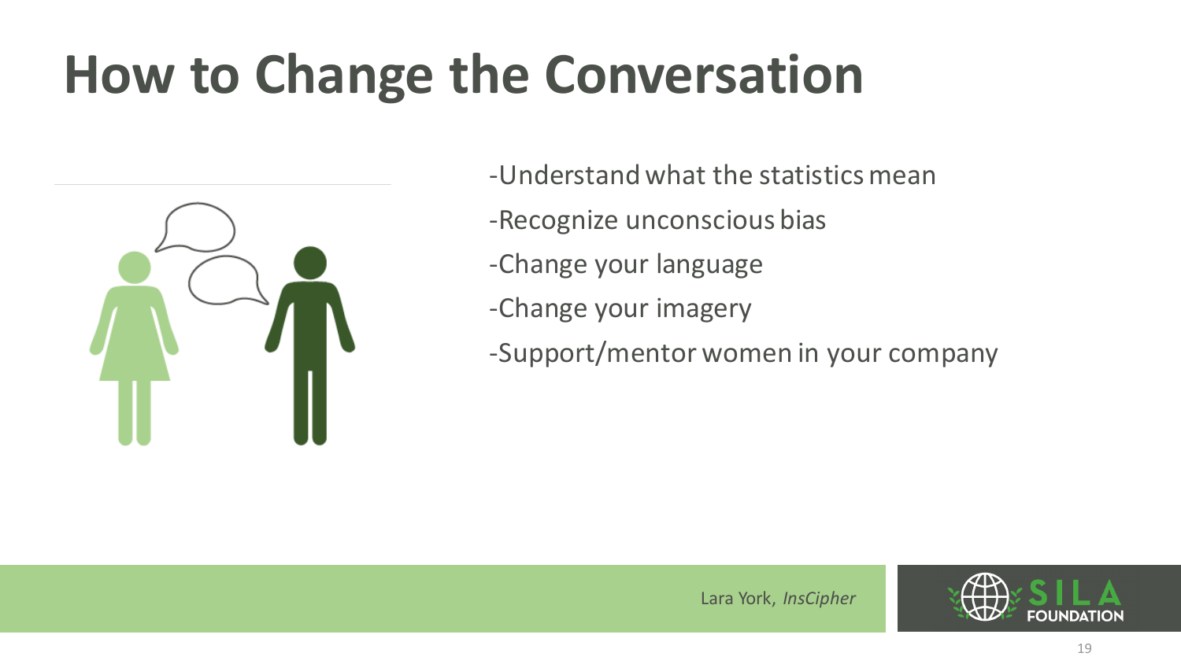# How to Change the Conversation

-Understand what the statistics mean

-Recognize unconscious bias

-Change your language

-Change your imagery

-Support/mentor women in your company

Lara York, *InsCipher*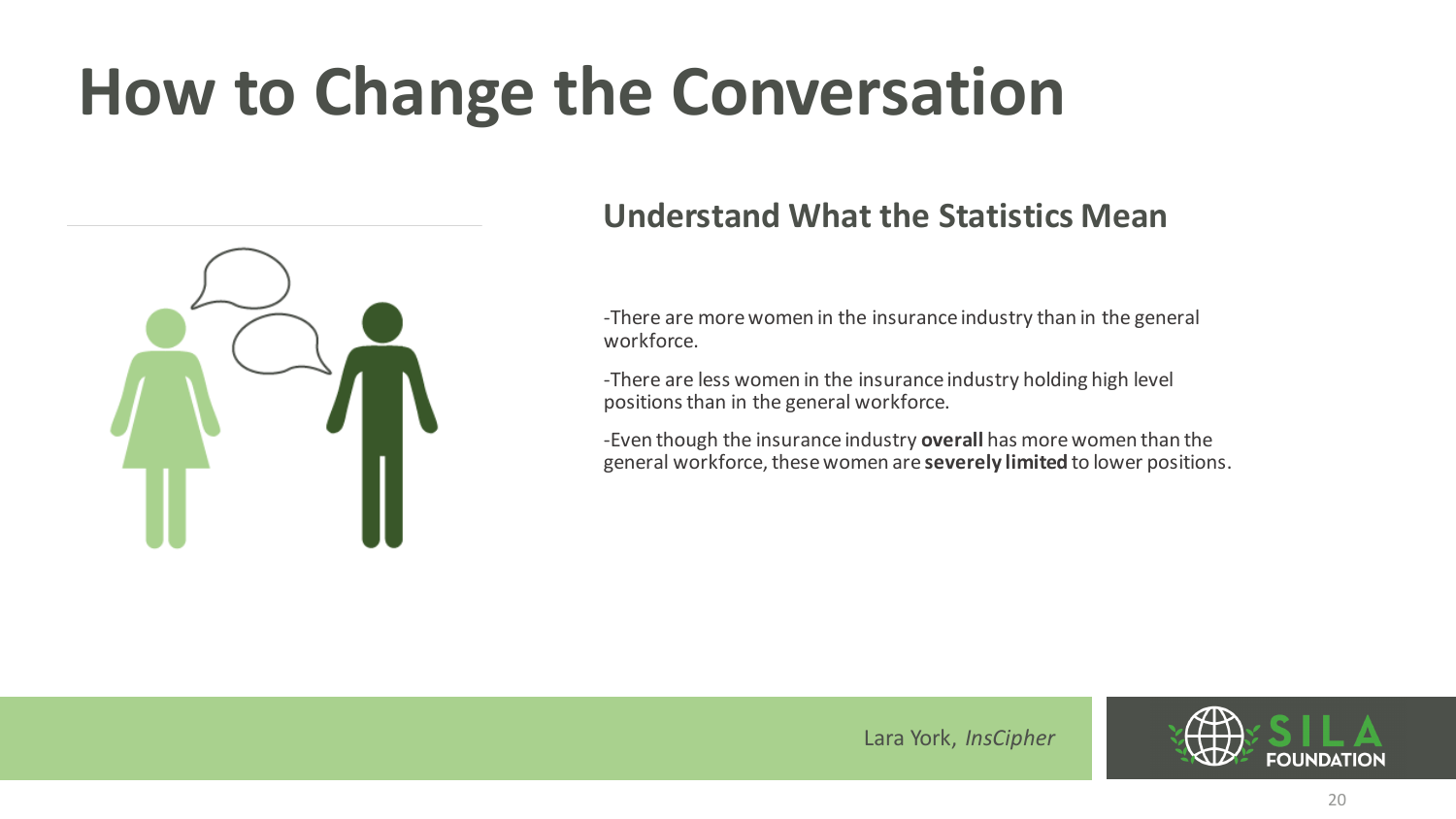# How to Change the Conversation

## Understand What the Statistics Mean

-There are more women in the insurance industry than in the general workforce.

-There are less women in the insurance industry holding high level positions than in the general workforce.

-Even though the insurance industry **overall** has more women than the general workforce, these women are **severely limited** to lower positions.

Lara York, *InsCipher*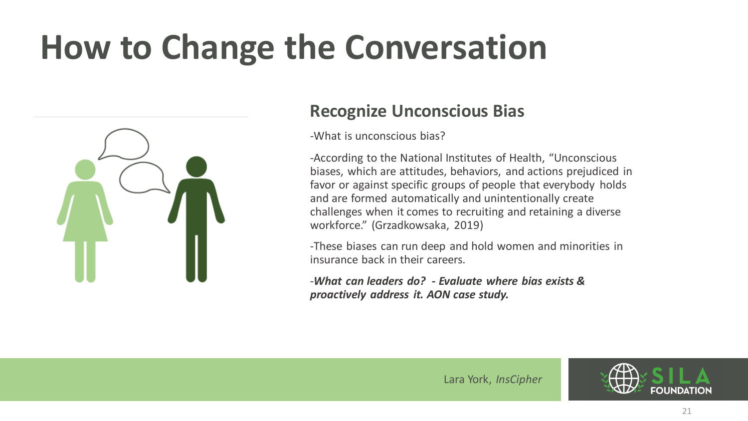# How to Change the Conversation

## Recognize Unconscious Bias

-What is unconscious bias?

-According to the National Institutes of Health, "Unconscious biases, which are attitudes, behaviors, and actions prejudiced in favor or against specific groups of people that everybody holds and are formed automatically and unintentionally create challenges when it comes to recruiting and retaining a diverse workforce." (Grzadkowsaka, 2019)

-These biases can run deep and hold women and minorities in insurance back in their careers.

-***What can leaders do? - Evaluate where bias exists & proactively address it. AON case study.***

Lara York, *InsCipher*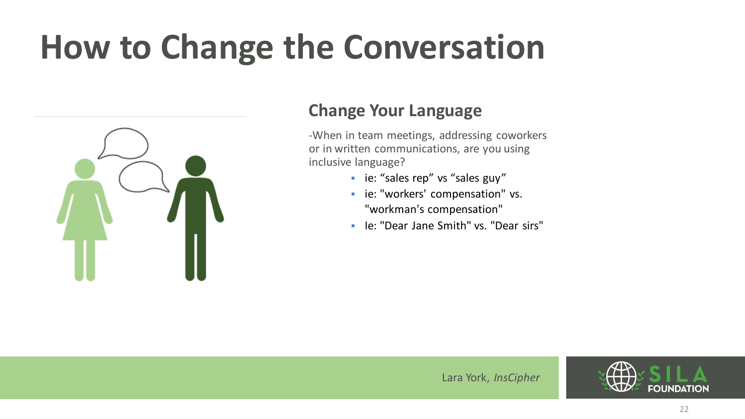# How to Change the Conversation

## Change Your Language

-When in team meetings, addressing coworkers or in written communications, are you using inclusive language?

- ie: “sales rep” vs “sales guy”
- ie: "workers' compensation" vs. "workman's compensation"
- Ie: "Dear Jane Smith" vs. "Dear sirs"

Lara York, *InsCipher*

SILA FOUNDATION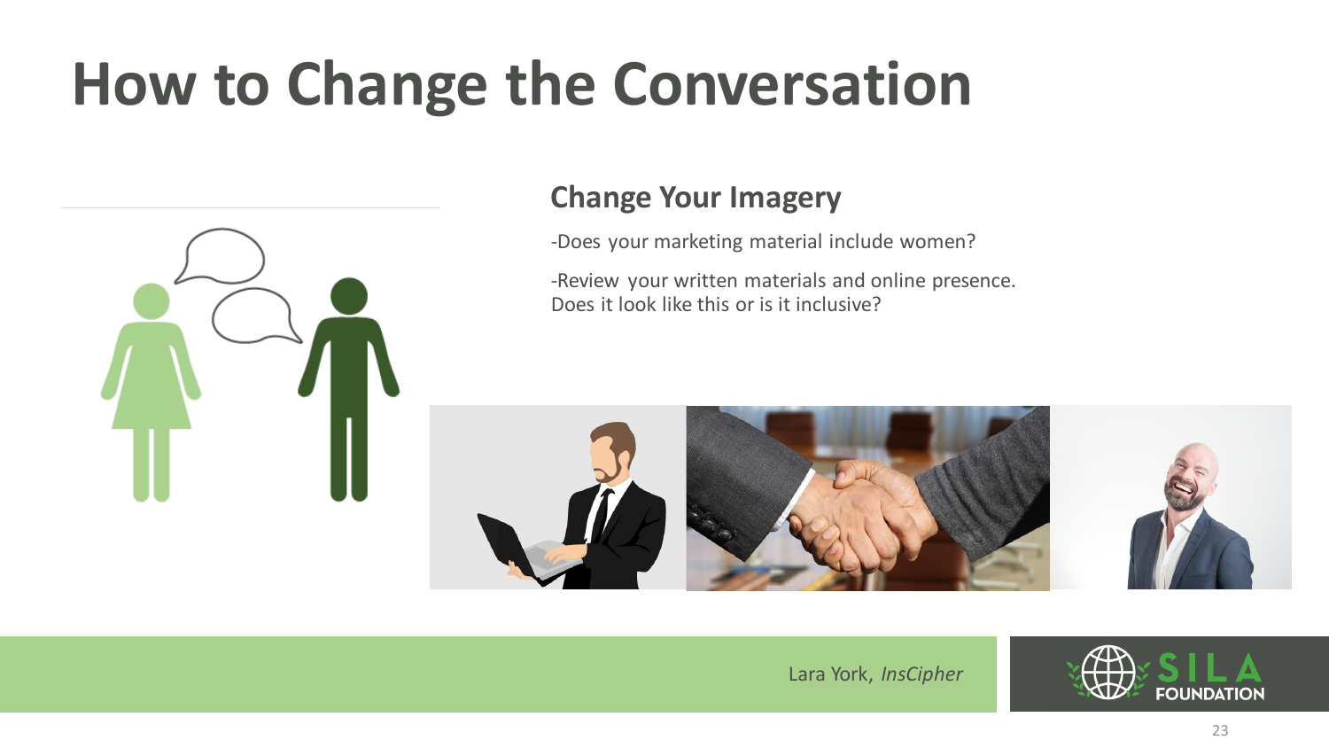# How to Change the Conversation

## Change Your Imagery

-Does your marketing material include women?

-Review your written materials and online presence. Does it look like this or is it inclusive?

Lara York, *InsCipher*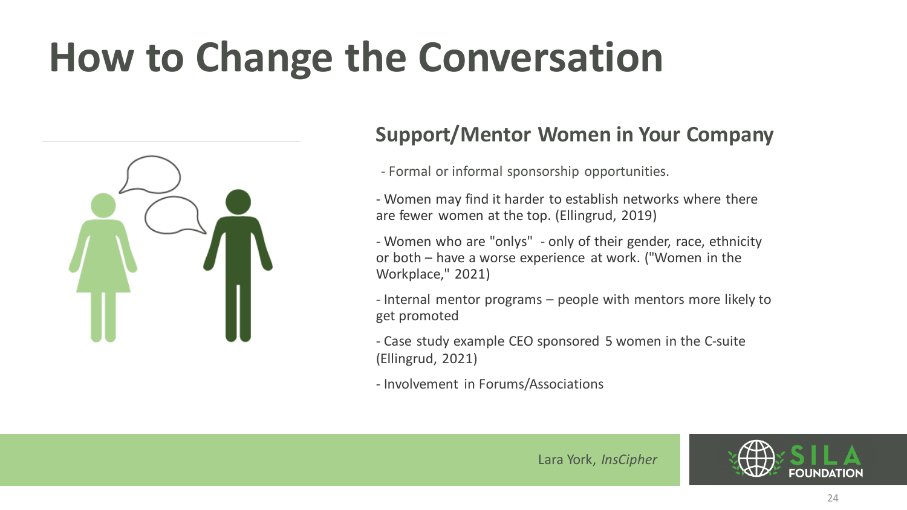# How to Change the Conversation

## Support/Mentor Women in Your Company

- Formal or informal sponsorship opportunities.
- Women may find it harder to establish networks where there are fewer women at the top. (Ellingrud, 2019)
- Women who are "onlys" - only of their gender, race, ethnicity or both – have a worse experience at work. ("Women in the Workplace," 2021)
- Internal mentor programs – people with mentors more likely to get promoted
- Case study example CEO sponsored 5 women in the C-suite (Ellingrud, 2021)
- Involvement in Forums/Associations

Lara York, *InsCipher*

SILA FOUNDATION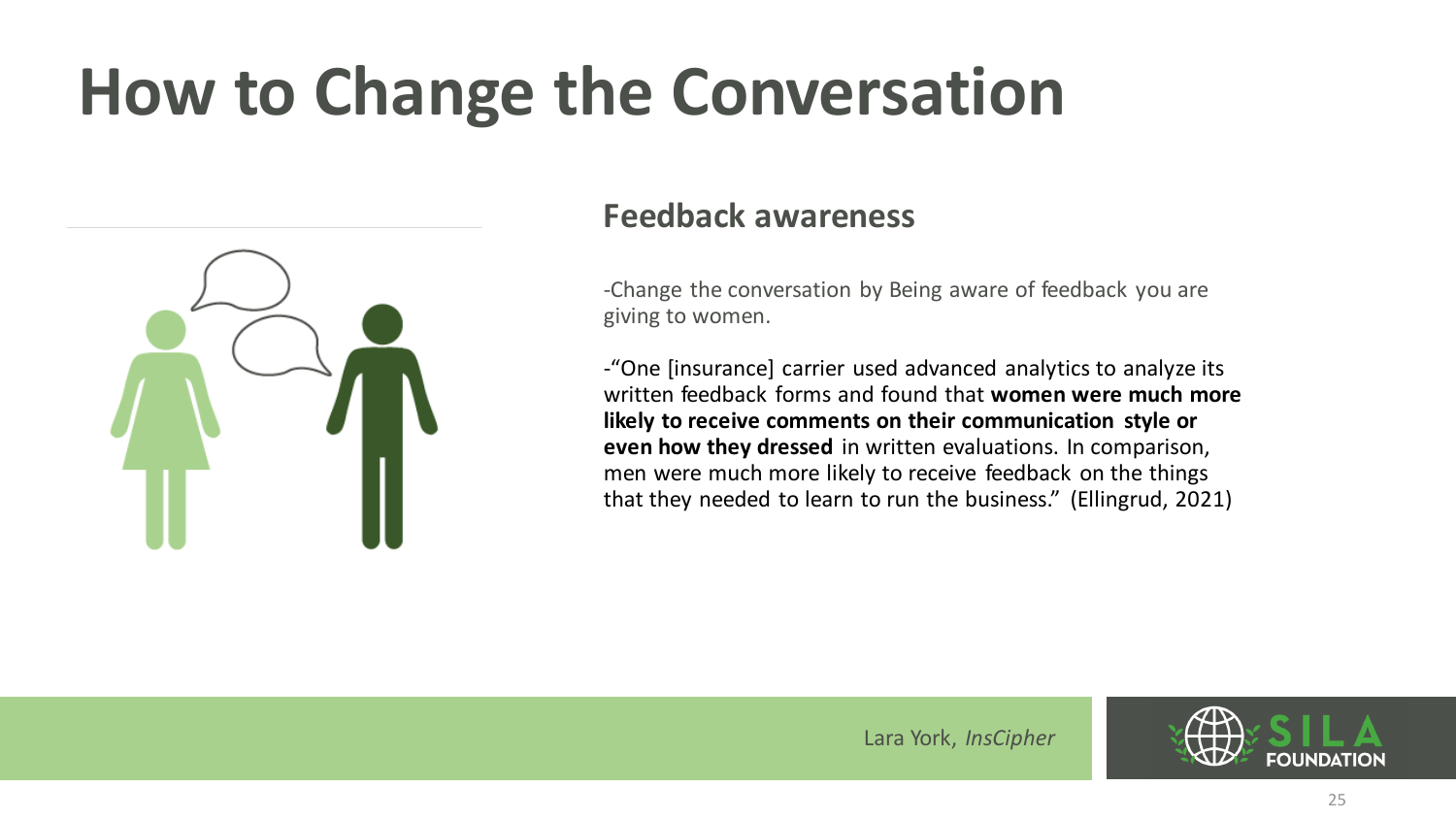# How to Change the Conversation

## Feedback awareness

-Change the conversation by Being aware of feedback you are giving to women.

-“One [insurance] carrier used advanced analytics to analyze its written feedback forms and found that **women were much more likely to receive comments on their communication style or even how they dressed** in written evaluations. In comparison, men were much more likely to receive feedback on the things that they needed to learn to run the business.” (Ellingrud, 2021)

Lara York, *InsCipher*

SILA FOUNDATION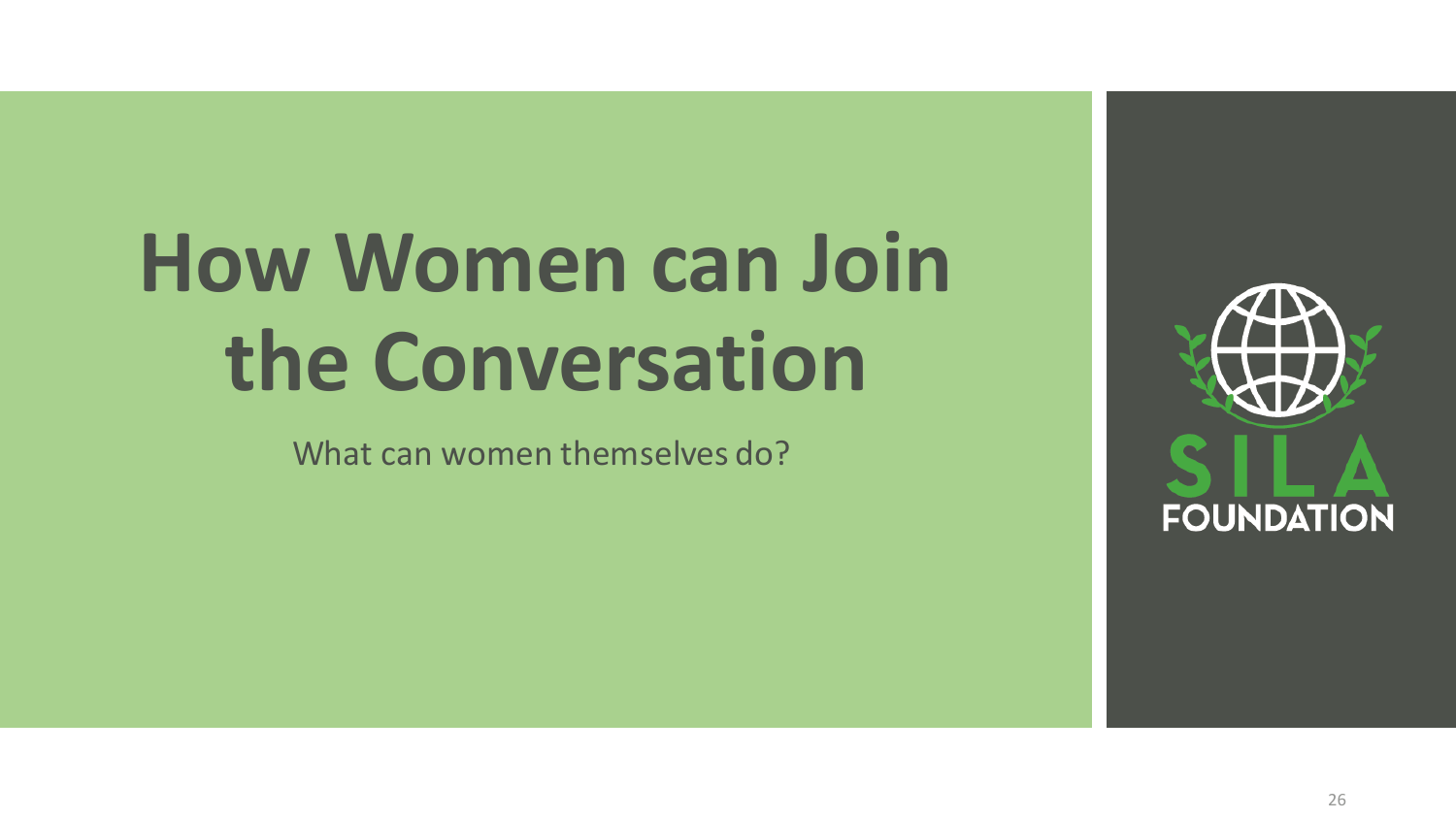# How Women can Join the Conversation

What can women themselves do?

SILA FOUNDATION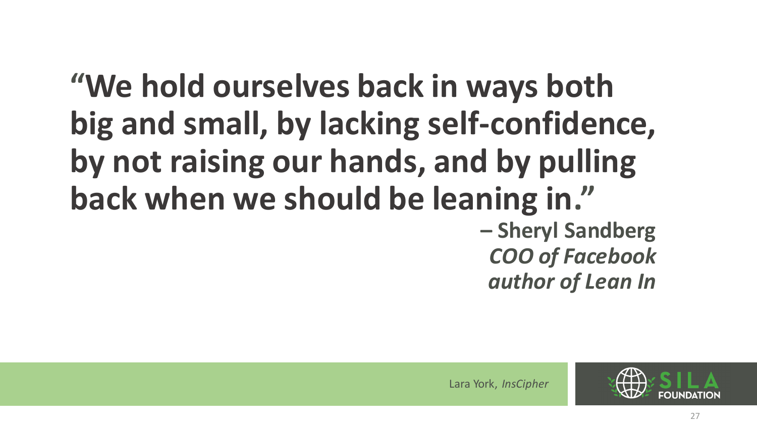**"We hold ourselves back in ways both big and small, by lacking self-confidence, by not raising our hands, and by pulling back when we should be leaning in."**

**– Sheryl Sandberg**
***COO of Facebook***
***author of Lean In***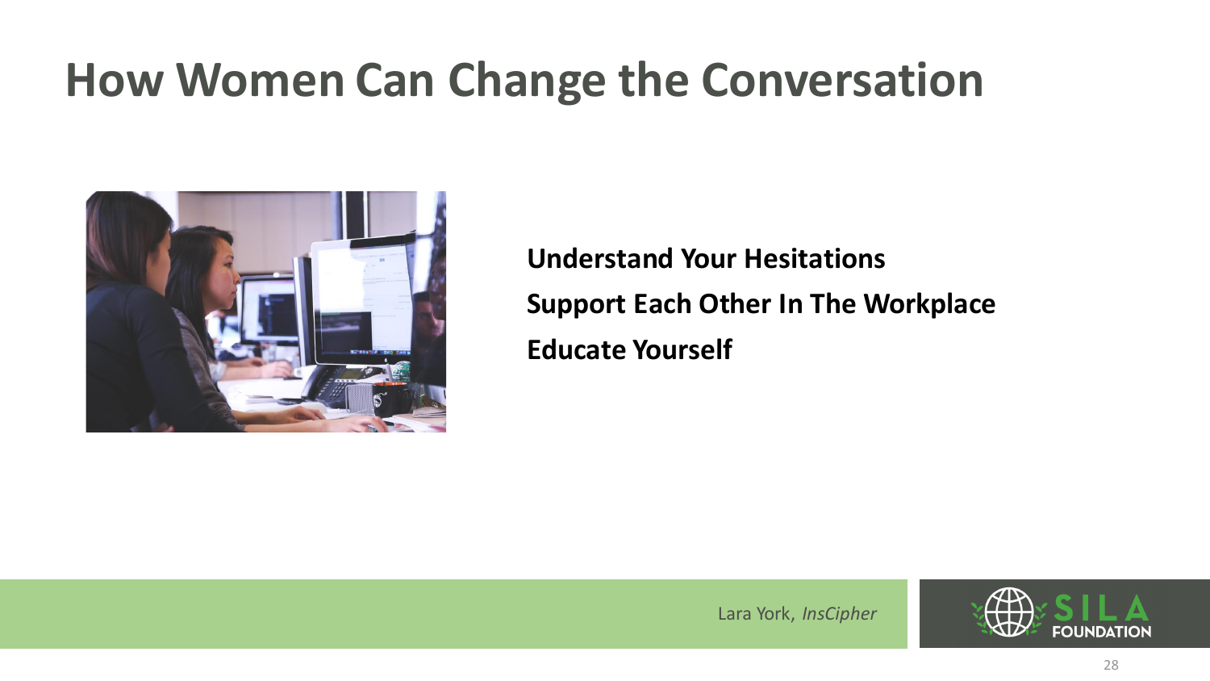# How Women Can Change the Conversation

**Understand Your Hesitations**

**Support Each Other In The Workplace**

**Educate Yourself**

Lara York, *InsCipher*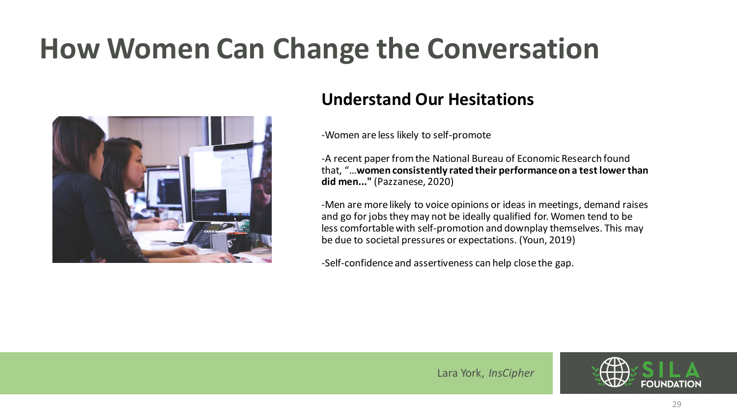# How Women Can Change the Conversation

## Understand Our Hesitations

-Women are less likely to self-promote

-A recent paper from the National Bureau of Economic Research found that, "…**women consistently rated their performance on a test lower than did men..."** (Pazzanese, 2020)

-Men are more likely to voice opinions or ideas in meetings, demand raises and go for jobs they may not be ideally qualified for. Women tend to be less comfortable with self-promotion and downplay themselves. This may be due to societal pressures or expectations. (Youn, 2019)

-Self-confidence and assertiveness can help close the gap.

Lara York, *InsCipher*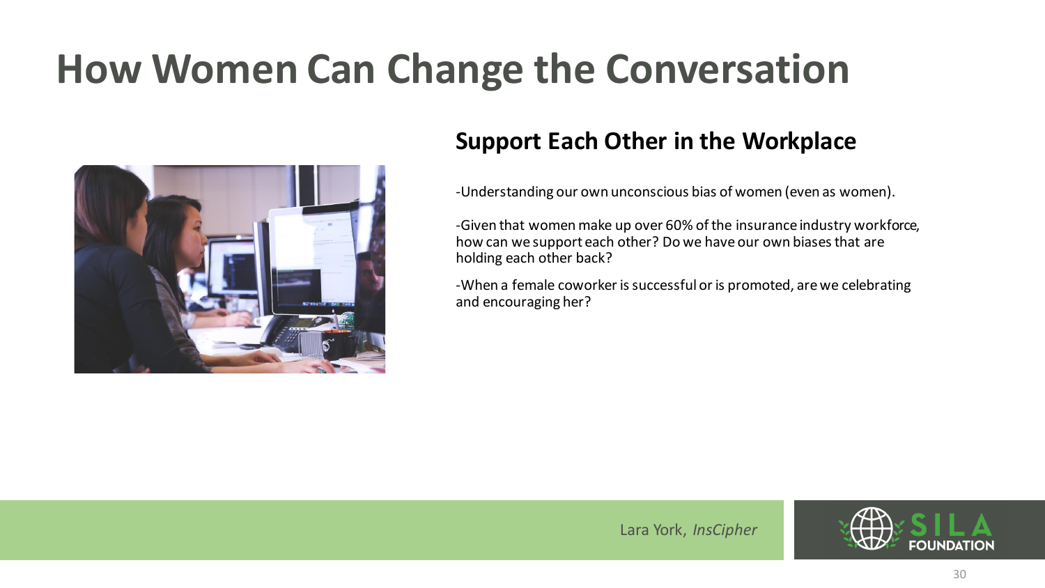# How Women Can Change the Conversation

## Support Each Other in the Workplace

-Understanding our own unconscious bias of women (even as women).

-Given that women make up over 60% of the insurance industry workforce, how can we support each other? Do we have our own biases that are holding each other back?

-When a female coworker is successful or is promoted, are we celebrating and encouraging her?

Lara York, *InsCipher*

SILA FOUNDATION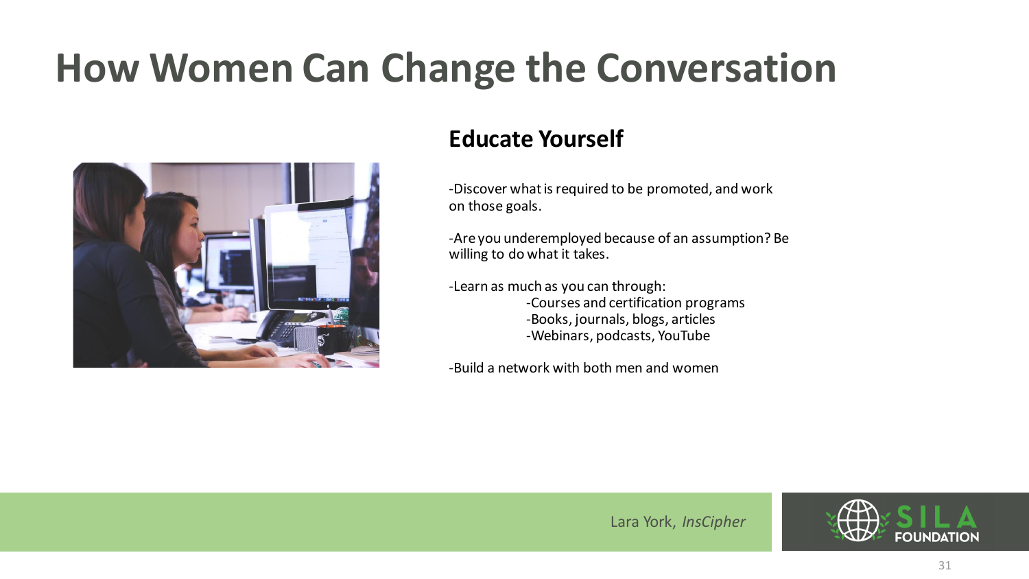# How Women Can Change the Conversation

## Educate Yourself

-Discover what is required to be promoted, and work on those goals.

-Are you underemployed because of an assumption? Be willing to do what it takes.

-Learn as much as you can through:
  - -Courses and certification programs
  - -Books, journals, blogs, articles
  - -Webinars, podcasts, YouTube

-Build a network with both men and women

Lara York, *InsCipher*

SILA FOUNDATION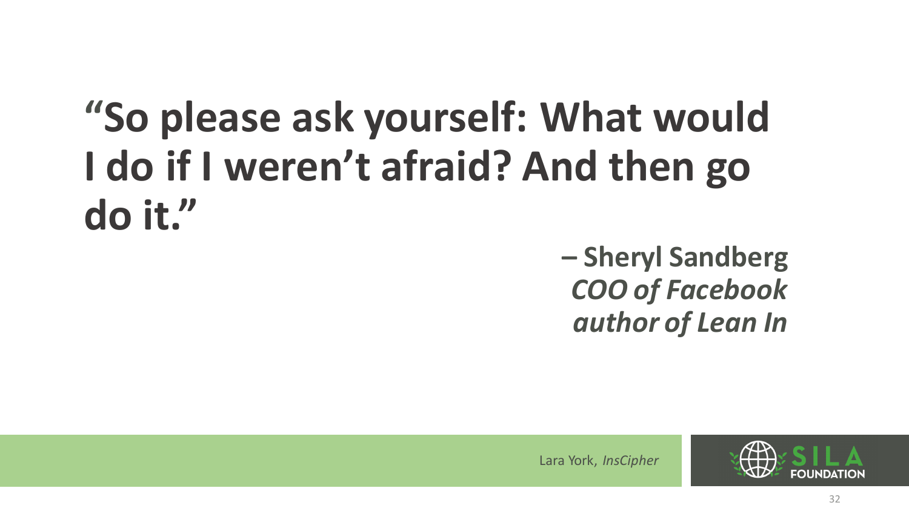# "So please ask yourself: What would I do if I weren't afraid? And then go do it."

**– Sheryl Sandberg**
***COO of Facebook***
***author of Lean In***

Lara York, *InsCipher*

SILA FOUNDATION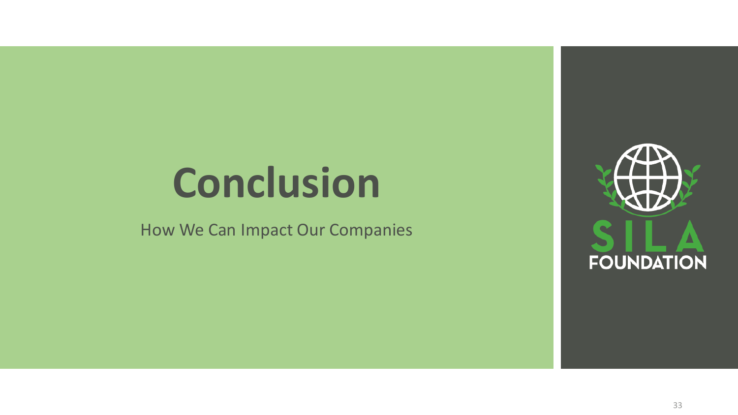# Conclusion

How We Can Impact Our Companies

SILA

FOUNDATION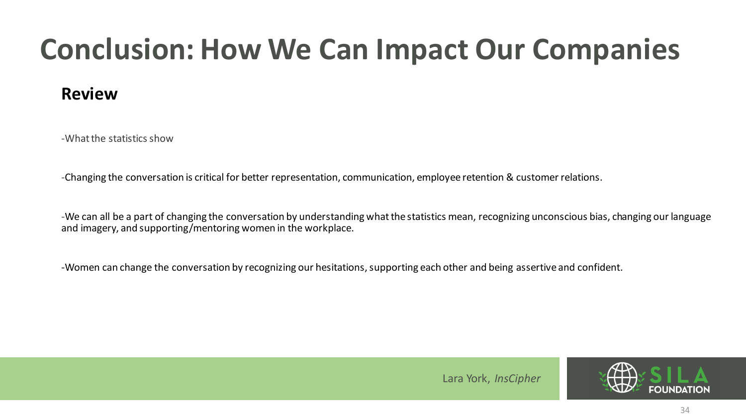# Conclusion: How We Can Impact Our Companies

## Review

-What the statistics show

-Changing the conversation is critical for better representation, communication, employee retention & customer relations.

-We can all be a part of changing the conversation by understanding what the statistics mean, recognizing unconscious bias, changing our language and imagery, and supporting/mentoring women in the workplace.

-Women can change the conversation by recognizing our hesitations, supporting each other and being assertive and confident.

Lara York, *InsCipher*

SILA FOUNDATION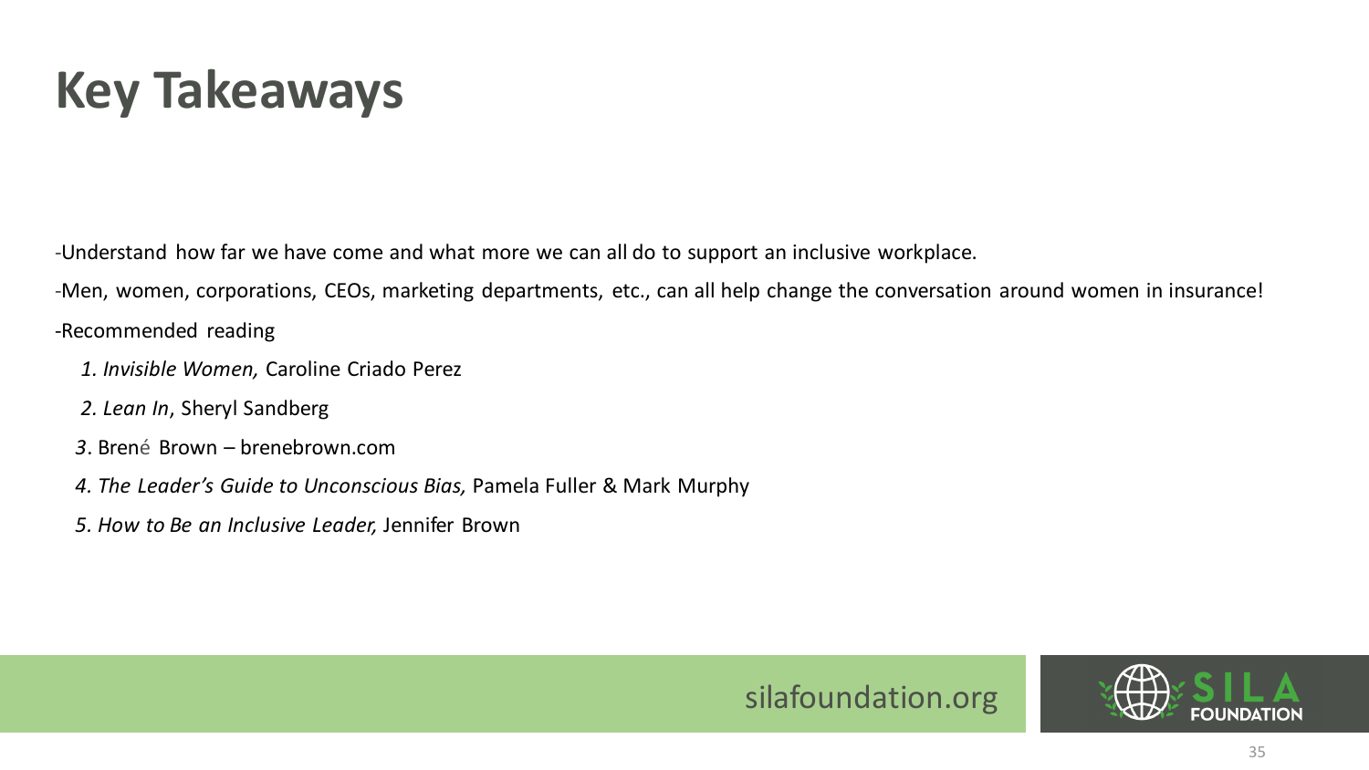# Key Takeaways

-Understand how far we have come and what more we can all do to support an inclusive workplace.

-Men, women, corporations, CEOs, marketing departments, etc., can all help change the conversation around women in insurance!

-Recommended reading

1. *Invisible Women,* Caroline Criado Perez
2. *Lean In*, Sheryl Sandberg
3. Brené Brown – brenebrown.com
4. *The Leader's Guide to Unconscious Bias,* Pamela Fuller & Mark Murphy
5. *How to Be an Inclusive Leader,* Jennifer Brown

silafoundation.org

SILA FOUNDATION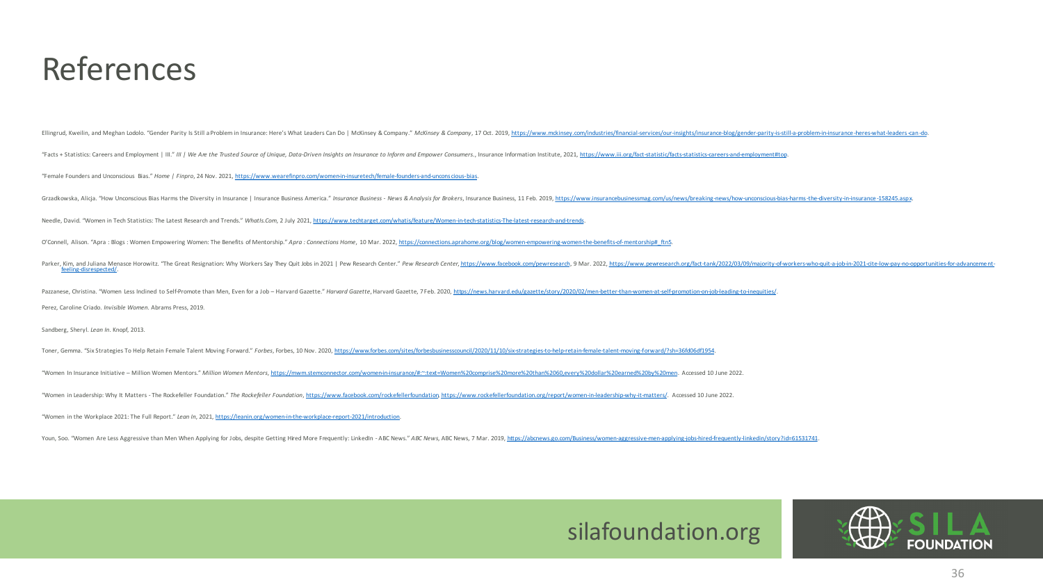# References

Ellingrud, Kweilin, and Meghan Lodolo. "Gender Parity Is Still a Problem in Insurance: Here's What Leaders Can Do | McKinsey & Company." *McKinsey & Company*, 17 Oct. 2019, https://www.mckinsey.com/industries/financial-services/our-insights/insurance-blog/gender-parity-is-still-a-problem-in-insurance-heres-what-leaders-can-do.

"Facts + Statistics: Careers and Employment | III." *III | We Are the Trusted Source of Unique, Data-Driven Insights on Insurance to Inform and Empower Consumers.*, Insurance Information Institute, 2021, https://www.iii.org/fact-statistic/facts-statistics-careers-and-employment#top.

"Female Founders and Unconscious Bias." *Home | Finpro*, 24 Nov. 2021, https://www.wearefinpro.com/women-in-insuretech/female-founders-and-unconscious-bias.

Grzadkowska, Alicja. "How Unconscious Bias Harms the Diversity in Insurance | Insurance Business America." *Insurance Business - News & Analysis for Brokers*, Insurance Business, 11 Feb. 2019, https://www.insurancebusinessmag.com/us/news/breaking-news/how-unconscious-bias-harms-the-diversity-in-insurance-158245.aspx.

Needle, David. "Women in Tech Statistics: The Latest Research and Trends." *WhatIs.Com*, 2 July 2021, https://www.techtarget.com/whatis/feature/Women-in-tech-statistics-The-latest-research-and-trends.

O'Connell, Alison. "Apra : Blogs : Women Empowering Women: The Benefits of Mentorship." *Apra : Connections Home*, 10 Mar. 2022, https://connections.aprahome.org/blog/women-empowering-women-the-benefits-of-mentorship#_ftn5.

Parker, Kim, and Juliana Menasce Horowitz. "The Great Resignation: Why Workers Say They Quit Jobs in 2021 | Pew Research Center." *Pew Research Center*, https://www.facebook.com/pewresearch, 9 Mar. 2022, https://www.pewresearch.org/fact-tank/2022/03/09/majority-of-workers-who-quit-a-job-in-2021-cite-low-pay-no-opportunities-for-advancement-feeling-disrespected/.

Pazzanese, Christina. "Women Less Inclined to Self-Promote than Men, Even for a Job – Harvard Gazette." *Harvard Gazette*, Harvard Gazette, 7 Feb. 2020, https://news.harvard.edu/gazette/story/2020/02/men-better-than-women-at-self-promotion-on-job-leading-to-inequities/.

Perez, Caroline Criado. *Invisible Women*. Abrams Press, 2019.

Sandberg, Sheryl. *Lean In*. Knopf, 2013.

Toner, Gemma. "Six Strategies To Help Retain Female Talent Moving Forward." *Forbes*, Forbes, 10 Nov. 2020, https://www.forbes.com/sites/forbesbusinesscouncil/2020/11/10/six-strategies-to-help-retain-female-talent-moving-forward/?sh=36fd06df1954.

"Women In Insurance Initiative – Million Women Mentors." *Million Women Mentors*, https://mwm.stemconnector.com/women-in-insurance/#:~:text=Women%20comprise%20more%20than%2060,every%20dollar%20earned%20by%20men. Accessed 10 June 2022.

"Women in Leadership: Why It Matters - The Rockefeller Foundation." *The Rockefeller Foundation*, https://www.facebook.com/rockefellerfoundation, https://www.rockefellerfoundation.org/report/women-in-leadership-why-it-matters/. Accessed 10 June 2022.

"Women in the Workplace 2021: The Full Report." *Lean In*, 2021, https://leanin.org/women-in-the-workplace-report-2021/introduction.

Youn, Soo. "Women Are Less Aggressive than Men When Applying for Jobs, despite Getting Hired More Frequently: LinkedIn - ABC News." *ABC News*, ABC News, 7 Mar. 2019, https://abcnews.go.com/Business/women-aggressive-men-applying-jobs-hired-frequently-linkedin/story?id=61531741.

silafoundation.org

SILA FOUNDATION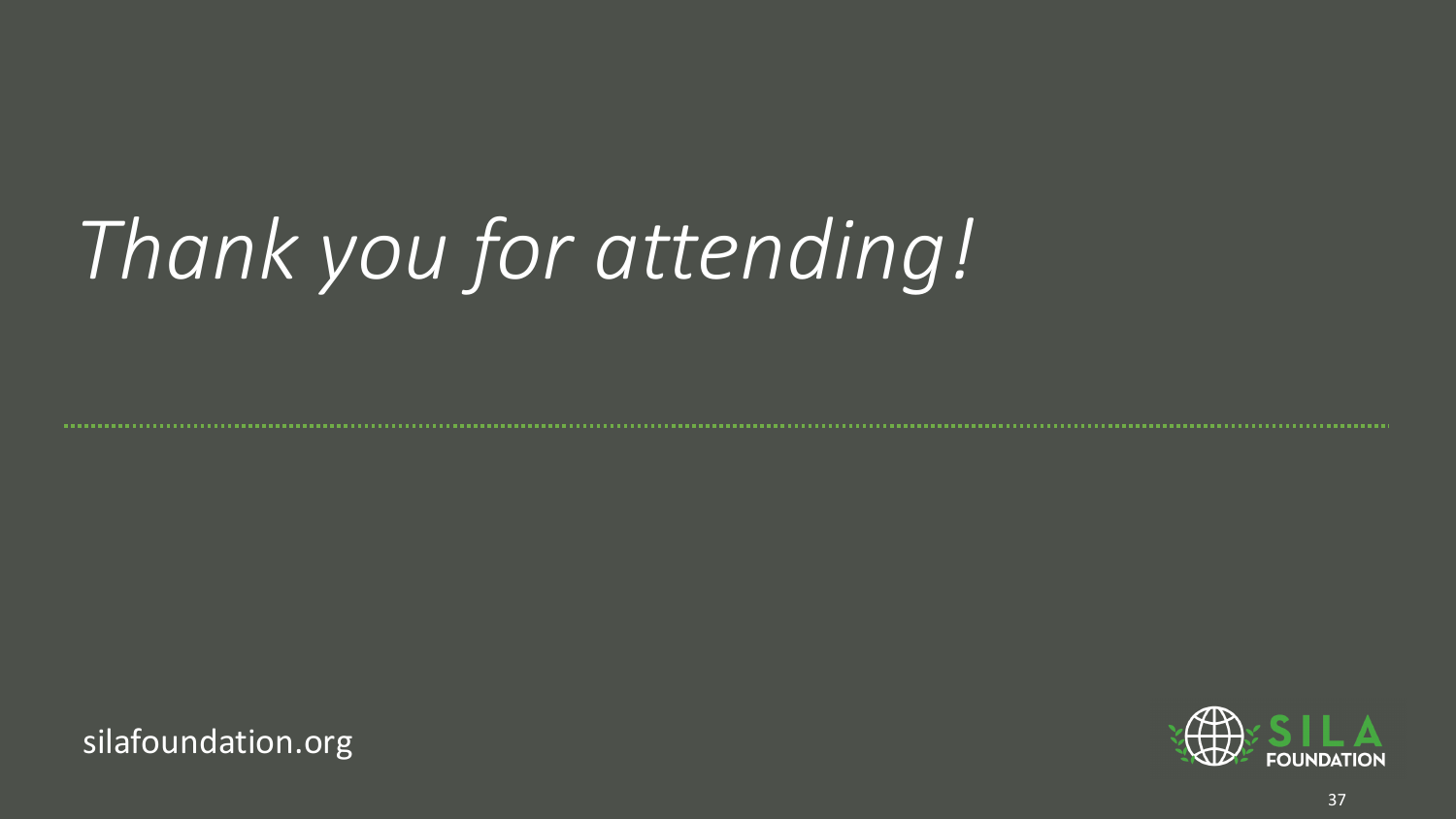# *Thank you for attending!*

silafoundation.org

SILA FOUNDATION